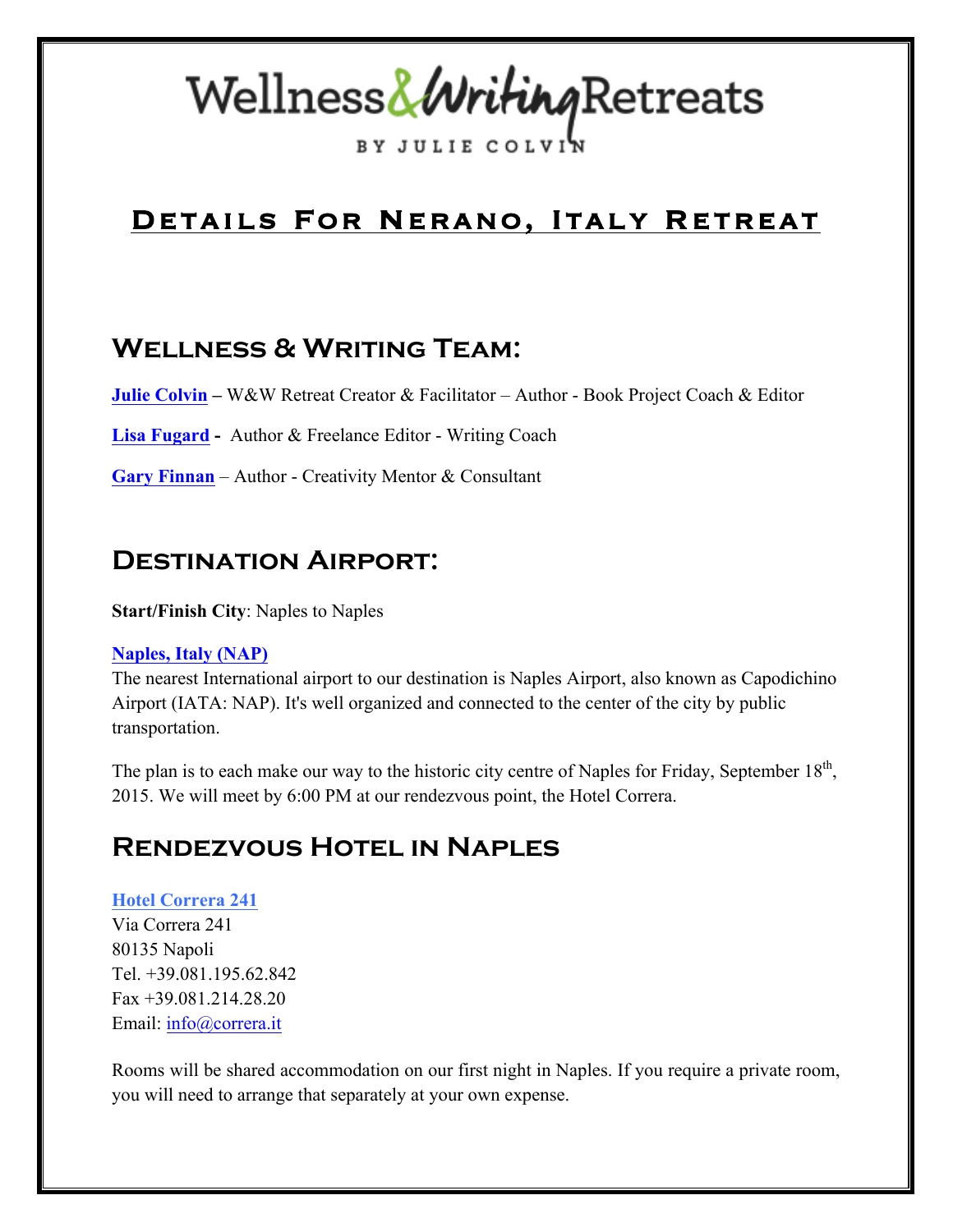# Wellness & Writing Retreats

BY JULIE COLVIN

## Details For Nerano, Italy Retreat

### Wellness & Writing Team:

**Julie Colvin** – W&W Retreat Creator & Facilitator – Author - Book Project Coach & Editor

**Lisa Fugard** - Author & Freelance Editor - Writing Coach

**Gary Finnan** – Author - Creativity Mentor & Consultant

### Destination Airport:

**Start/Finish City**: Naples to Naples

**Naples, Italy (NAP)**
The nearest International airport to our destination is Naples Airport, also known as Capodichino Airport (IATA: NAP). It's well organized and connected to the center of the city by public transportation.

The plan is to each make our way to the historic city centre of Naples for Friday, September 18th, 2015. We will meet by 6:00 PM at our rendezvous point, the Hotel Correra.

### Rendezvous Hotel in Naples

**Hotel Correra 241**
Via Correra 241
80135 Napoli
Tel. +39.081.195.62.842
Fax +39.081.214.28.20
Email: info@correra.it

Rooms will be shared accommodation on our first night in Naples. If you require a private room, you will need to arrange that separately at your own expense.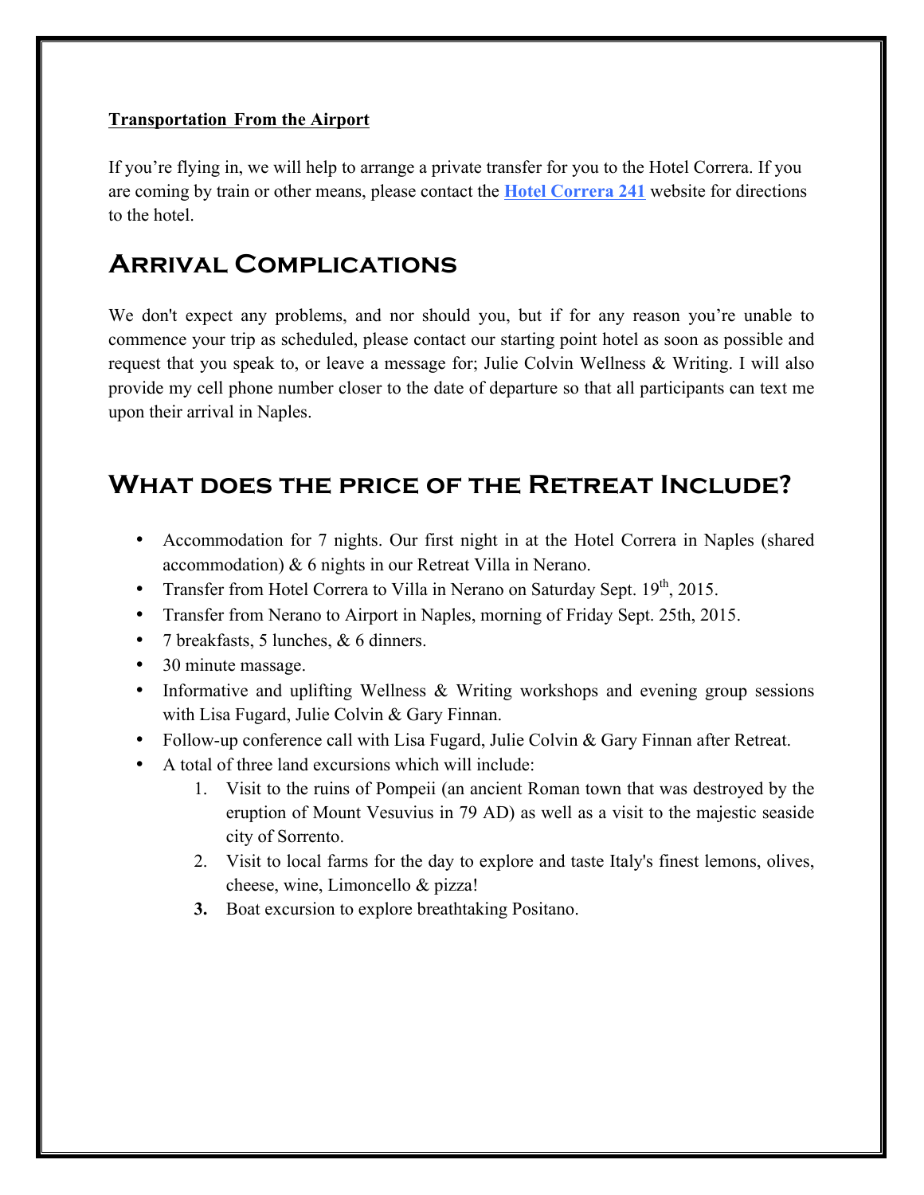**Transportation From the Airport**

If you're flying in, we will help to arrange a private transfer for you to the Hotel Correra. If you are coming by train or other means, please contact the **Hotel Correra 241** website for directions to the hotel.

## Arrival Complications

We don't expect any problems, and nor should you, but if for any reason you're unable to commence your trip as scheduled, please contact our starting point hotel as soon as possible and request that you speak to, or leave a message for; Julie Colvin Wellness & Writing. I will also provide my cell phone number closer to the date of departure so that all participants can text me upon their arrival in Naples.

## What does the price of the Retreat Include?

- Accommodation for 7 nights. Our first night in at the Hotel Correra in Naples (shared accommodation) & 6 nights in our Retreat Villa in Nerano.
- Transfer from Hotel Correra to Villa in Nerano on Saturday Sept. 19th, 2015.
- Transfer from Nerano to Airport in Naples, morning of Friday Sept. 25th, 2015.
- 7 breakfasts, 5 lunches, & 6 dinners.
- 30 minute massage.
- Informative and uplifting Wellness & Writing workshops and evening group sessions with Lisa Fugard, Julie Colvin & Gary Finnan.
- Follow-up conference call with Lisa Fugard, Julie Colvin & Gary Finnan after Retreat.
- A total of three land excursions which will include:
    1. Visit to the ruins of Pompeii (an ancient Roman town that was destroyed by the eruption of Mount Vesuvius in 79 AD) as well as a visit to the majestic seaside city of Sorrento.
    2. Visit to local farms for the day to explore and taste Italy's finest lemons, olives, cheese, wine, Limoncello & pizza!
    3. Boat excursion to explore breathtaking Positano.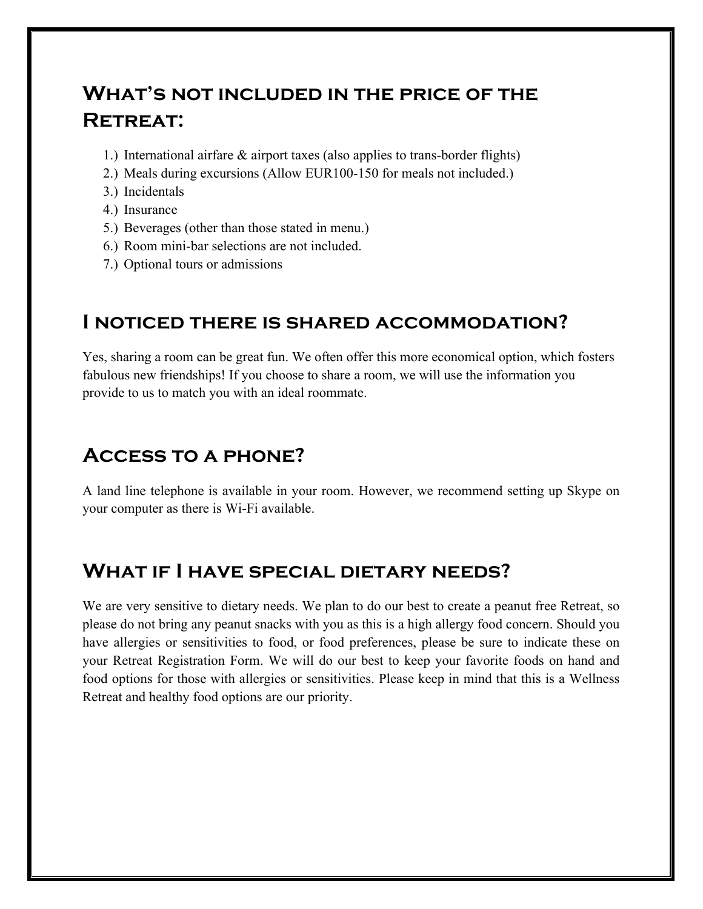## What's not included in the price of the Retreat:

1.) International airfare & airport taxes (also applies to trans-border flights)
2.) Meals during excursions (Allow EUR100-150 for meals not included.)
3.) Incidentals
4.) Insurance
5.) Beverages (other than those stated in menu.)
6.) Room mini-bar selections are not included.
7.) Optional tours or admissions

## I noticed there is shared accommodation?

Yes, sharing a room can be great fun. We often offer this more economical option, which fosters fabulous new friendships! If you choose to share a room, we will use the information you provide to us to match you with an ideal roommate.

## Access to a phone?

A land line telephone is available in your room. However, we recommend setting up Skype on your computer as there is Wi-Fi available.

## What if I have special dietary needs?

We are very sensitive to dietary needs. We plan to do our best to create a peanut free Retreat, so please do not bring any peanut snacks with you as this is a high allergy food concern. Should you have allergies or sensitivities to food, or food preferences, please be sure to indicate these on your Retreat Registration Form. We will do our best to keep your favorite foods on hand and food options for those with allergies or sensitivities. Please keep in mind that this is a Wellness Retreat and healthy food options are our priority.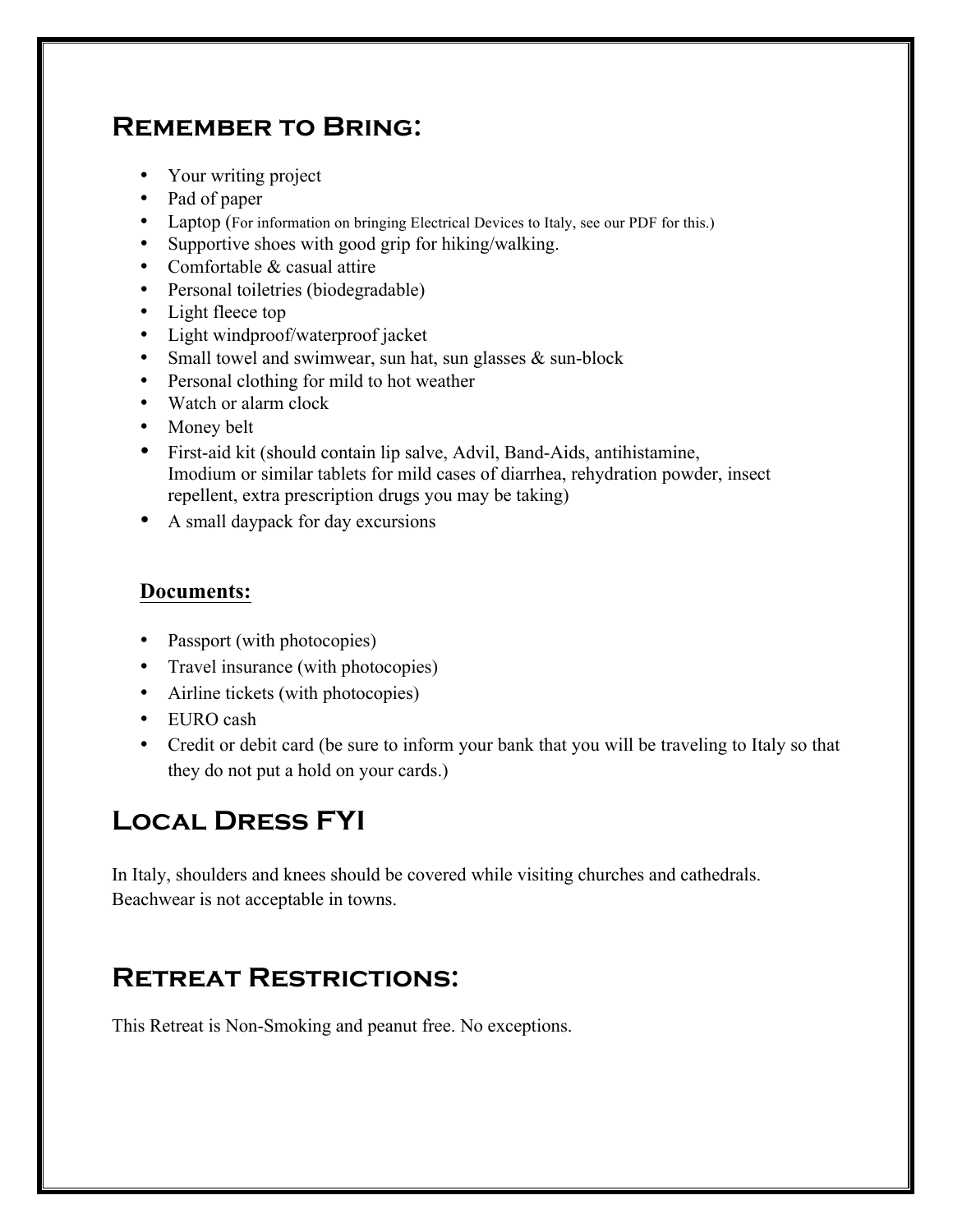## Remember to Bring:

- Your writing project
- Pad of paper
- Laptop (For information on bringing Electrical Devices to Italy, see our PDF for this.)
- Supportive shoes with good grip for hiking/walking.
- Comfortable & casual attire
- Personal toiletries (biodegradable)
- Light fleece top
- Light windproof/waterproof jacket
- Small towel and swimwear, sun hat, sun glasses & sun-block
- Personal clothing for mild to hot weather
- Watch or alarm clock
- Money belt
- First-aid kit (should contain lip salve, Advil, Band-Aids, antihistamine, Imodium or similar tablets for mild cases of diarrhea, rehydration powder, insect repellent, extra prescription drugs you may be taking)
- A small daypack for day excursions

### Documents:

- Passport (with photocopies)
- Travel insurance (with photocopies)
- Airline tickets (with photocopies)
- EURO cash
- Credit or debit card (be sure to inform your bank that you will be traveling to Italy so that they do not put a hold on your cards.)

## Local Dress FYI

In Italy, shoulders and knees should be covered while visiting churches and cathedrals. Beachwear is not acceptable in towns.

## Retreat Restrictions:

This Retreat is Non-Smoking and peanut free. No exceptions.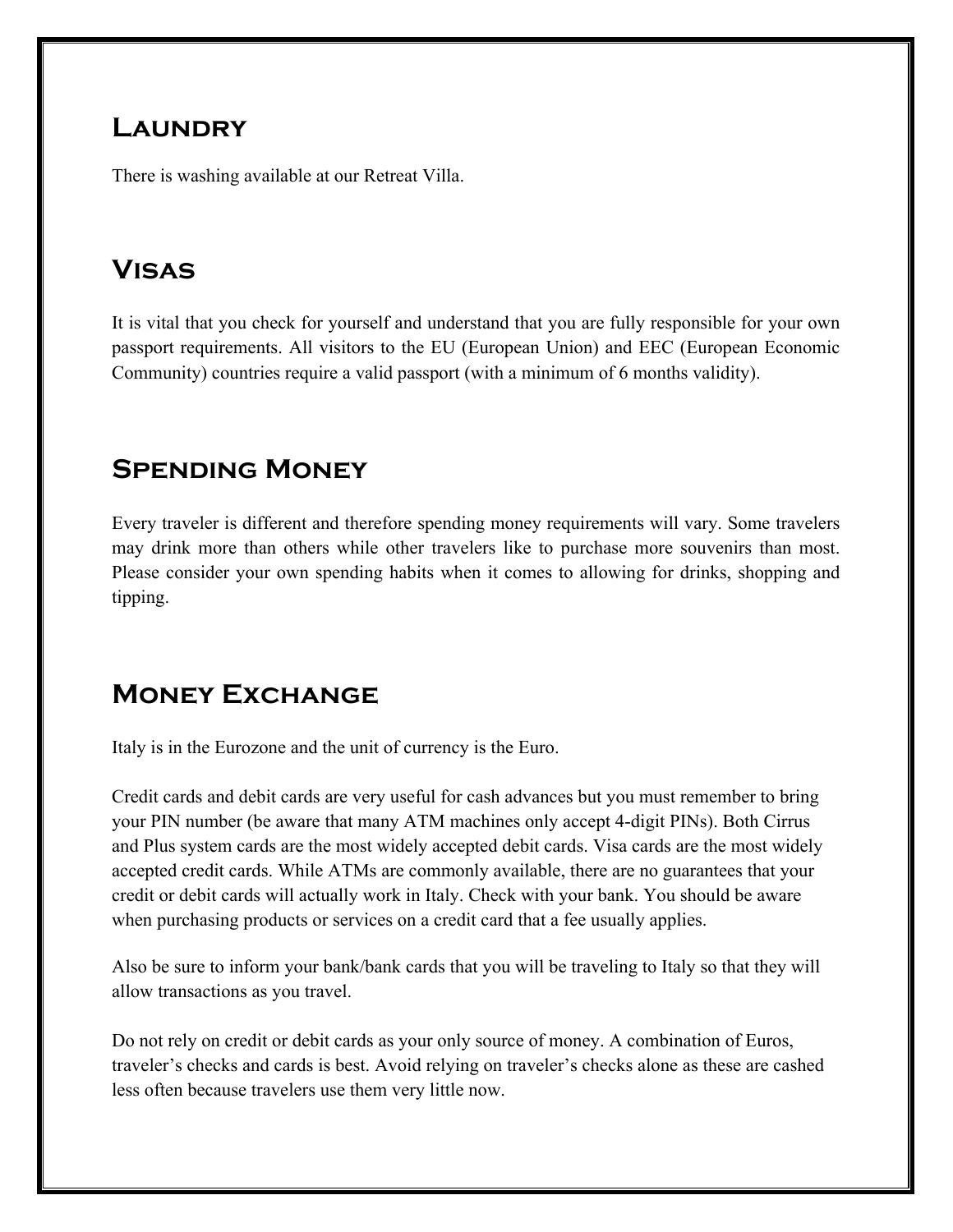## Laundry

There is washing available at our Retreat Villa.

## Visas

It is vital that you check for yourself and understand that you are fully responsible for your own passport requirements. All visitors to the EU (European Union) and EEC (European Economic Community) countries require a valid passport (with a minimum of 6 months validity).

## Spending Money

Every traveler is different and therefore spending money requirements will vary. Some travelers may drink more than others while other travelers like to purchase more souvenirs than most. Please consider your own spending habits when it comes to allowing for drinks, shopping and tipping.

## Money Exchange

Italy is in the Eurozone and the unit of currency is the Euro.

Credit cards and debit cards are very useful for cash advances but you must remember to bring your PIN number (be aware that many ATM machines only accept 4-digit PINs). Both Cirrus and Plus system cards are the most widely accepted debit cards. Visa cards are the most widely accepted credit cards. While ATMs are commonly available, there are no guarantees that your credit or debit cards will actually work in Italy. Check with your bank. You should be aware when purchasing products or services on a credit card that a fee usually applies.

Also be sure to inform your bank/bank cards that you will be traveling to Italy so that they will allow transactions as you travel.

Do not rely on credit or debit cards as your only source of money. A combination of Euros, traveler's checks and cards is best. Avoid relying on traveler's checks alone as these are cashed less often because travelers use them very little now.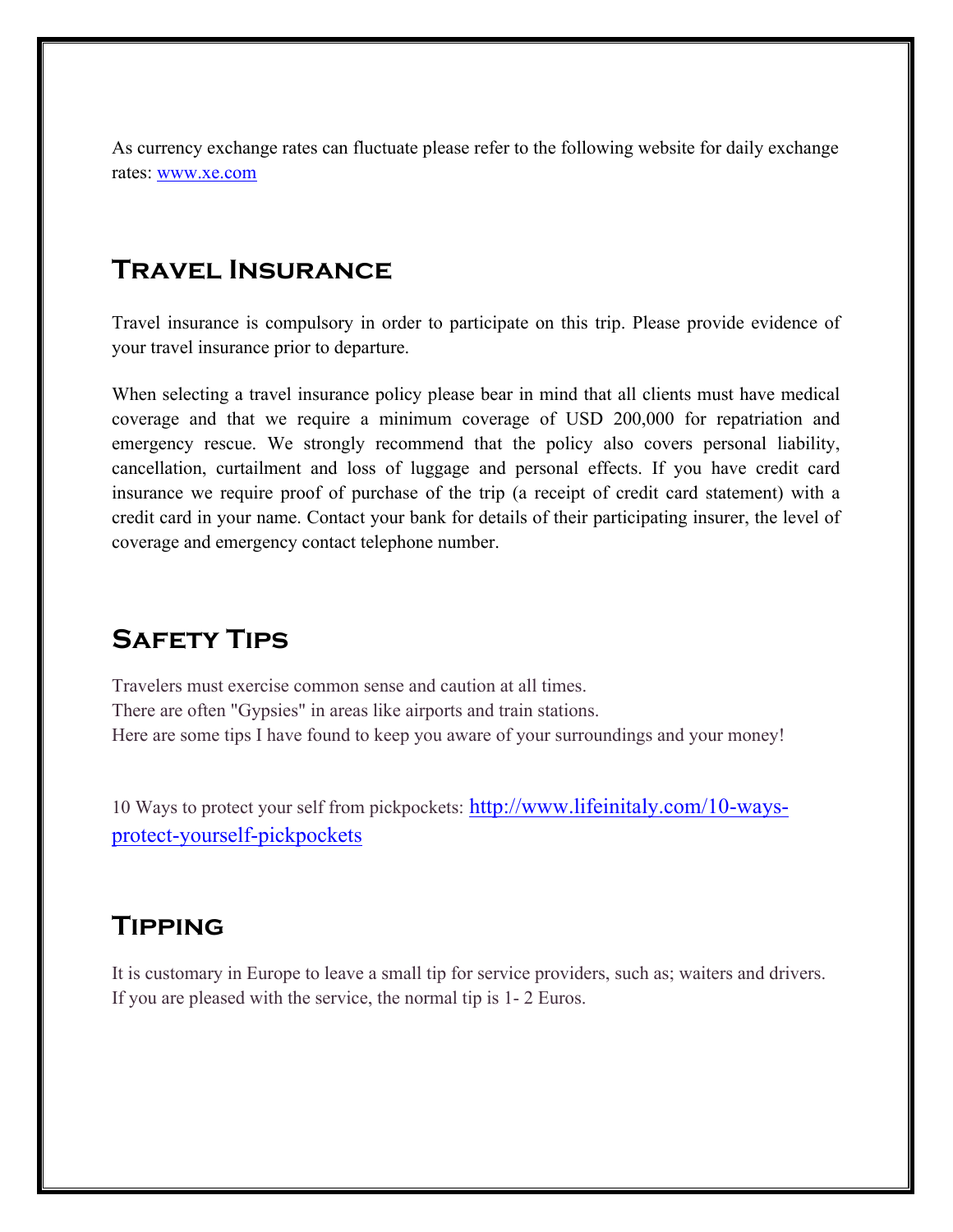As currency exchange rates can fluctuate please refer to the following website for daily exchange rates: www.xe.com

## Travel Insurance

Travel insurance is compulsory in order to participate on this trip. Please provide evidence of your travel insurance prior to departure.

When selecting a travel insurance policy please bear in mind that all clients must have medical coverage and that we require a minimum coverage of USD 200,000 for repatriation and emergency rescue. We strongly recommend that the policy also covers personal liability, cancellation, curtailment and loss of luggage and personal effects. If you have credit card insurance we require proof of purchase of the trip (a receipt of credit card statement) with a credit card in your name. Contact your bank for details of their participating insurer, the level of coverage and emergency contact telephone number.

## Safety Tips

Travelers must exercise common sense and caution at all times.
There are often "Gypsies" in areas like airports and train stations.
Here are some tips I have found to keep you aware of your surroundings and your money!

10 Ways to protect your self from pickpockets: http://www.lifeinitaly.com/10-ways-protect-yourself-pickpockets

## Tipping

It is customary in Europe to leave a small tip for service providers, such as; waiters and drivers.
If you are pleased with the service, the normal tip is 1- 2 Euros.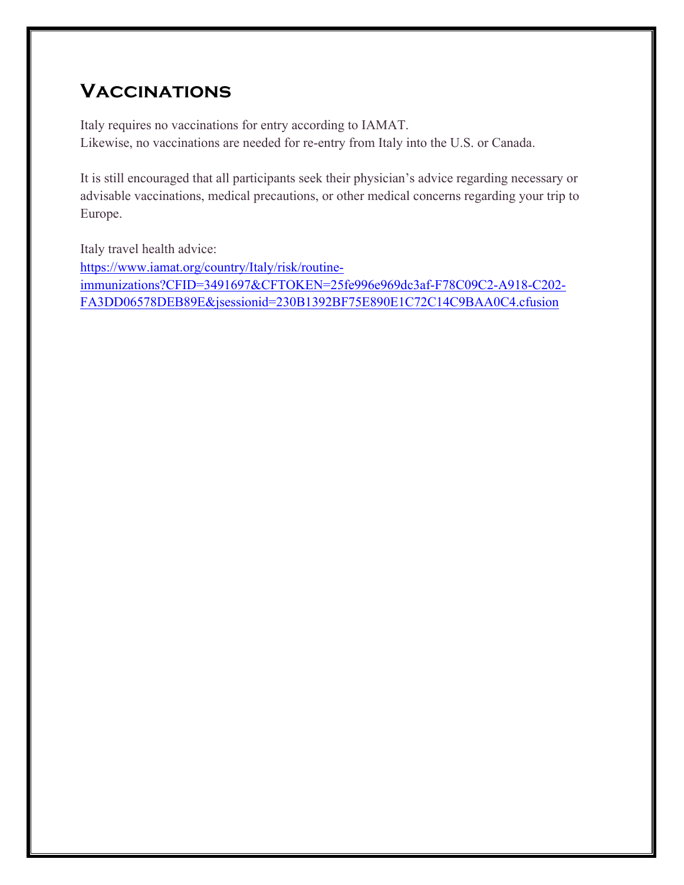# Vaccinations

Italy requires no vaccinations for entry according to IAMAT.
Likewise, no vaccinations are needed for re-entry from Italy into the U.S. or Canada.

It is still encouraged that all participants seek their physician's advice regarding necessary or advisable vaccinations, medical precautions, or other medical concerns regarding your trip to Europe.

Italy travel health advice:
[https://www.iamat.org/country/Italy/risk/routine-immunizations?CFID=3491697&CFTOKEN=25fe996e969dc3af-F78C09C2-A918-C202-FA3DD06578DEB89E&jsessionid=230B1392BF75E890E1C72C14C9BAA0C4.cfusion](https://www.iamat.org/country/Italy/risk/routine-immunizations?CFID=3491697&CFTOKEN=25fe996e969dc3af-F78C09C2-A918-C202-FA3DD06578DEB89E&jsessionid=230B1392BF75E890E1C72C14C9BAA0C4.cfusion)